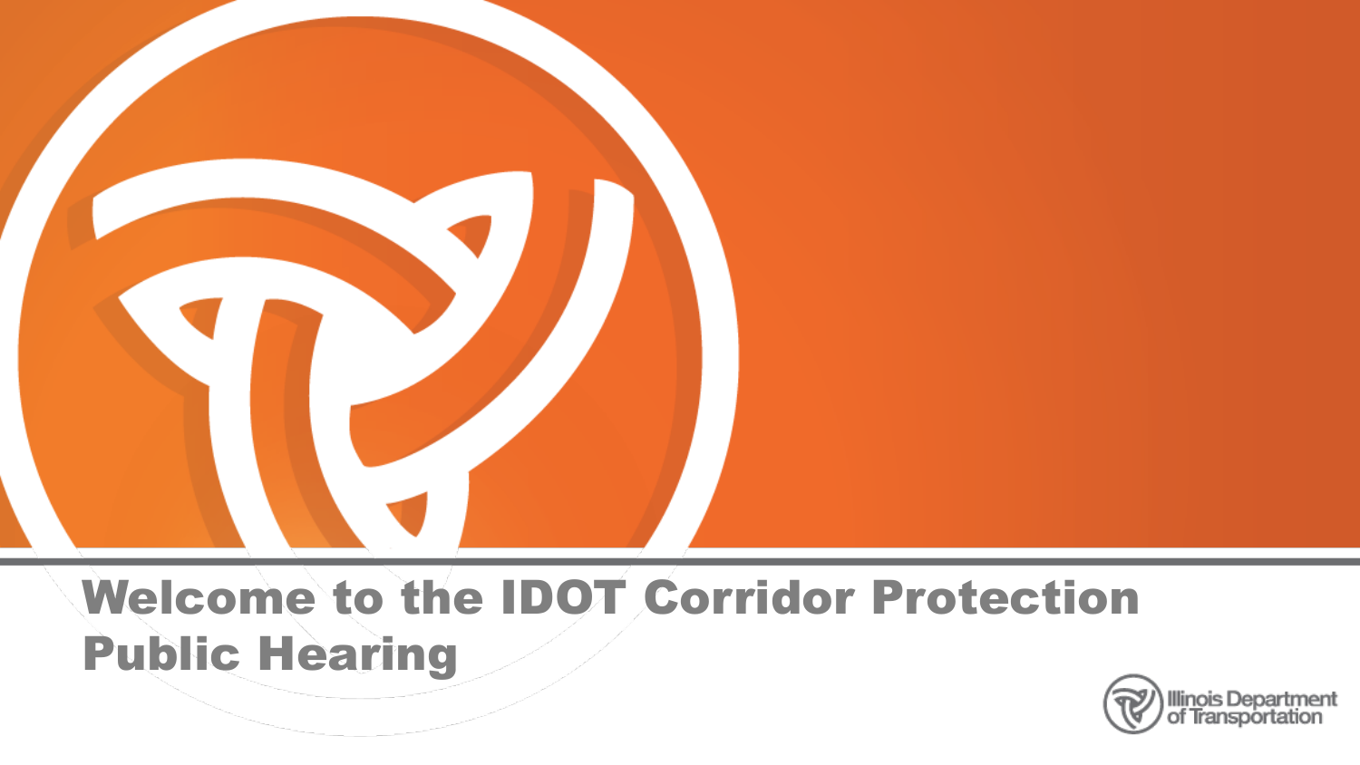# Welcome to the IDOT Corridor Protection Public Hearing

Illinois Department of Transportation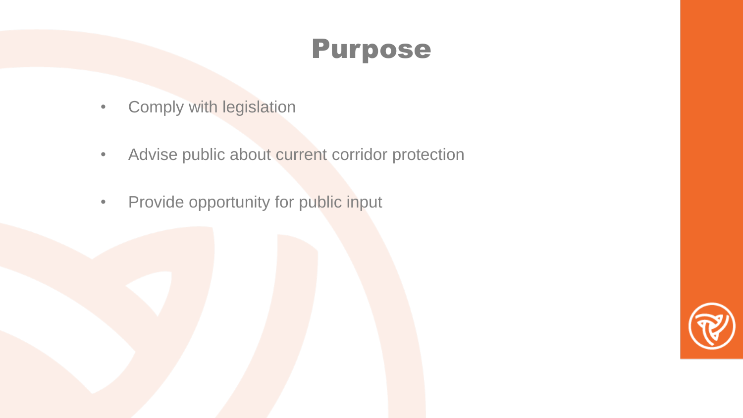# Purpose

- Comply with legislation
- Advise public about current corridor protection
- Provide opportunity for public input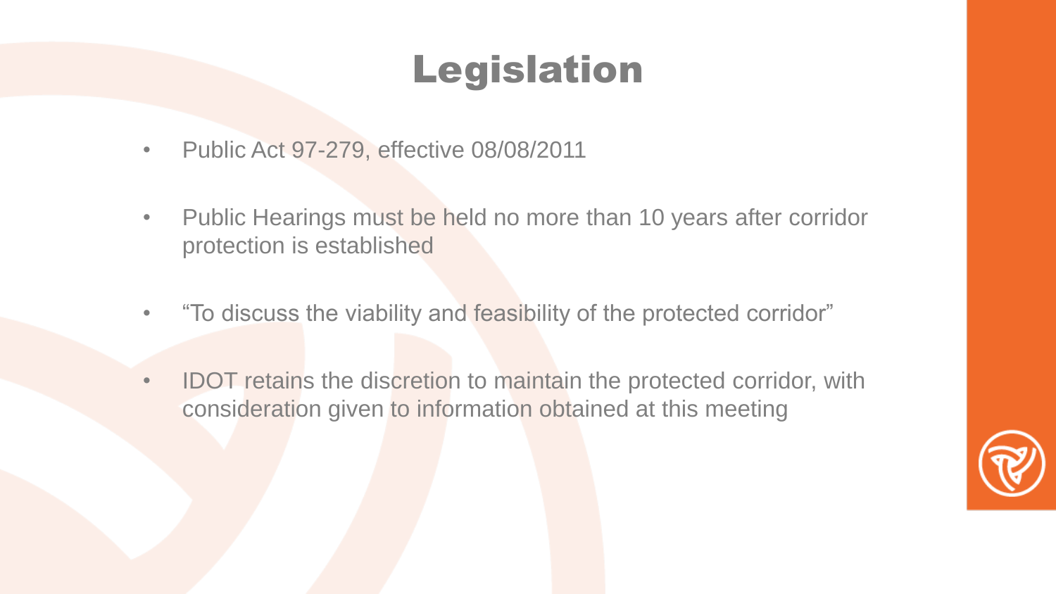# Legislation

- Public Act 97-279, effective 08/08/2011
- Public Hearings must be held no more than 10 years after corridor protection is established
- “To discuss the viability and feasibility of the protected corridor”
- IDOT retains the discretion to maintain the protected corridor, with consideration given to information obtained at this meeting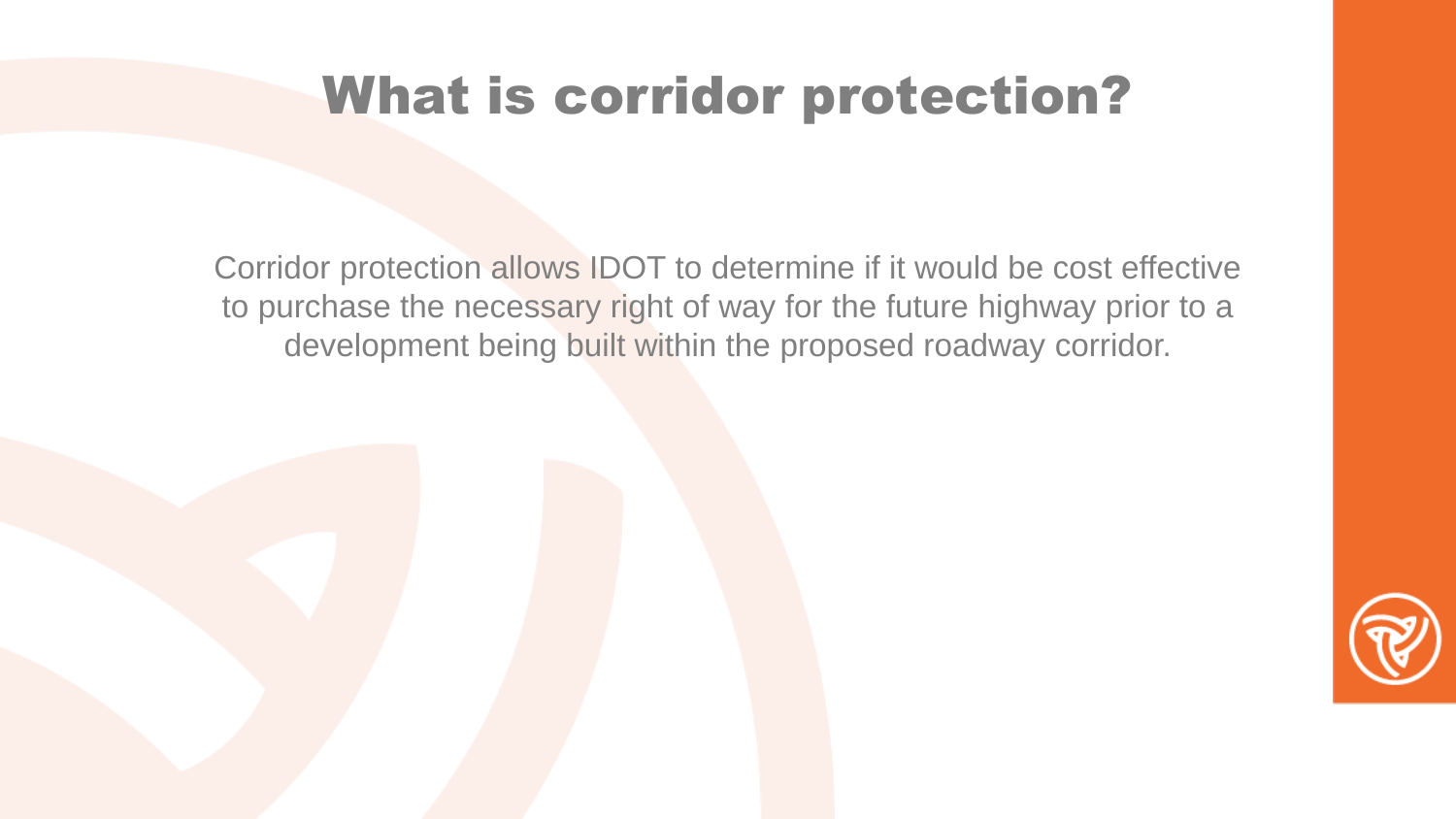# What is corridor protection?

Corridor protection allows IDOT to determine if it would be cost effective to purchase the necessary right of way for the future highway prior to a development being built within the proposed roadway corridor.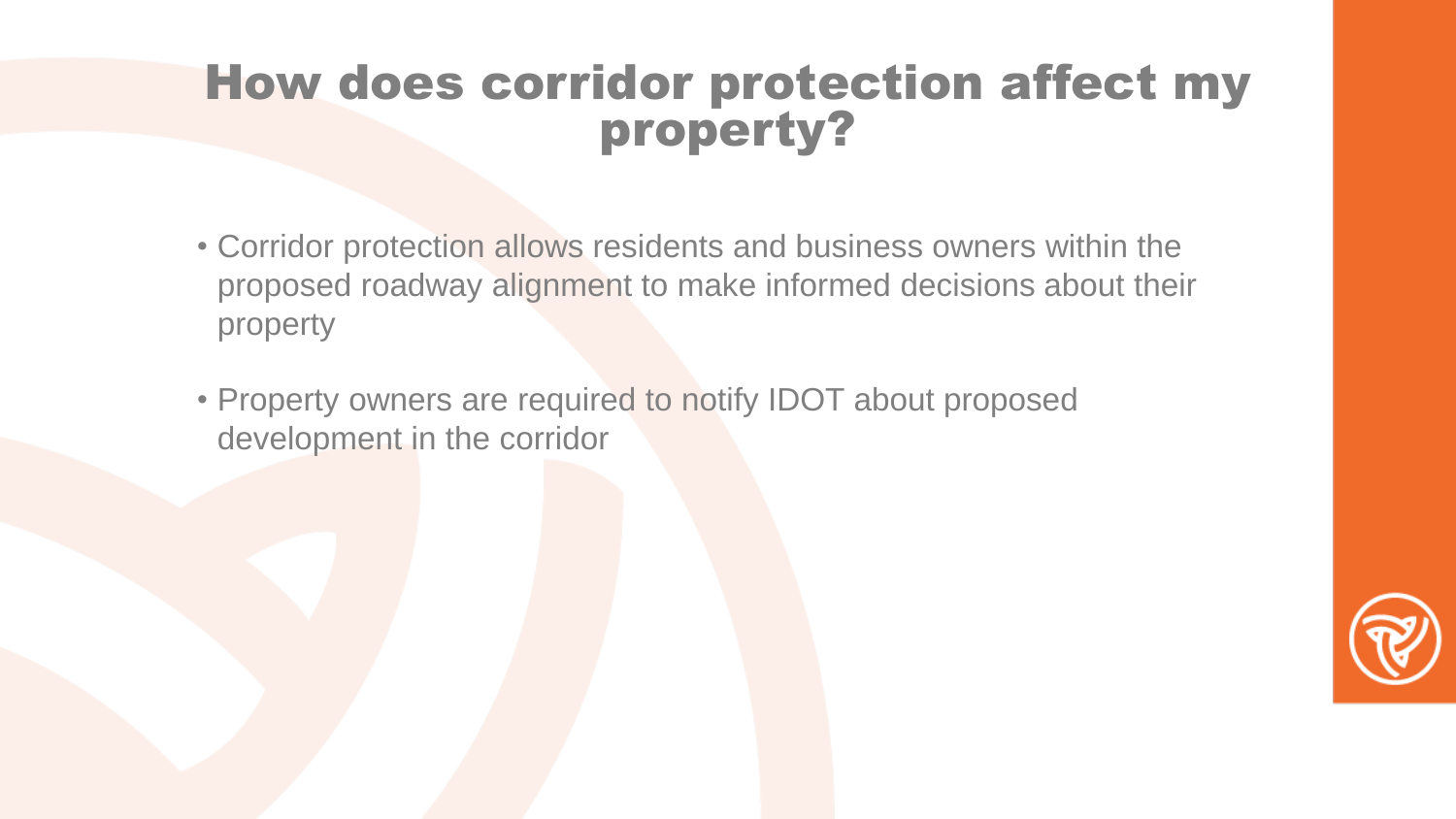# How does corridor protection affect my property?

- Corridor protection allows residents and business owners within the proposed roadway alignment to make informed decisions about their property
- Property owners are required to notify IDOT about proposed development in the corridor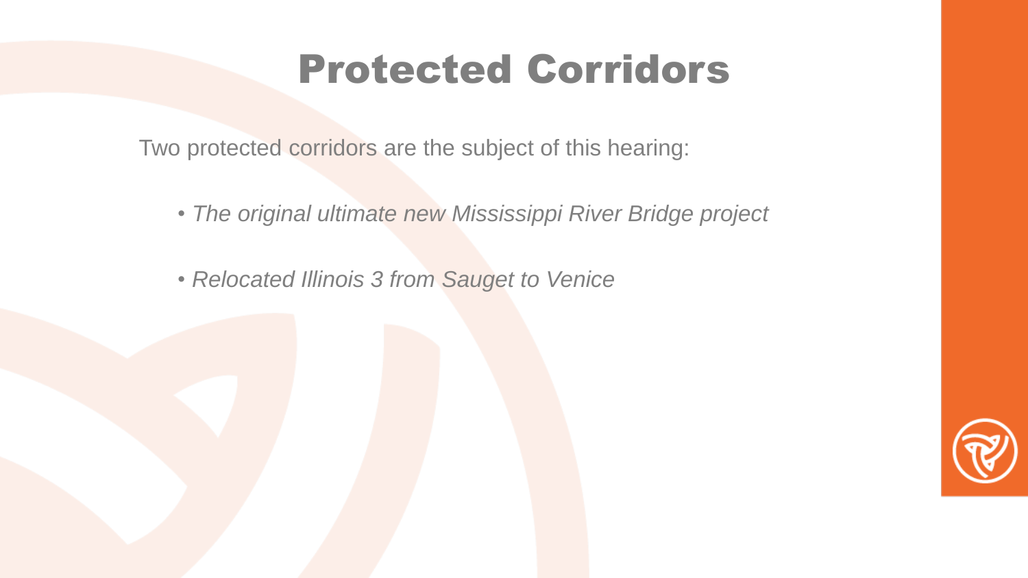# Protected Corridors

Two protected corridors are the subject of this hearing:

- *The original ultimate new Mississippi River Bridge project*
- *Relocated Illinois 3 from Sauget to Venice*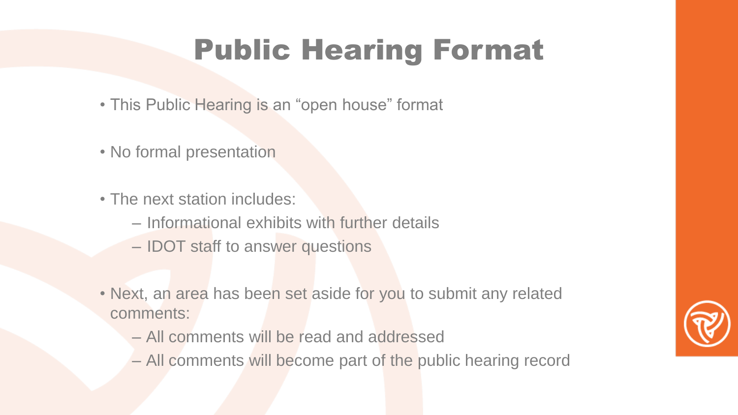# Public Hearing Format

- This Public Hearing is an “open house” format
- No formal presentation
- The next station includes:
  - Informational exhibits with further details
  - IDOT staff to answer questions
- Next, an area has been set aside for you to submit any related comments:
  - All comments will be read and addressed
  - All comments will become part of the public hearing record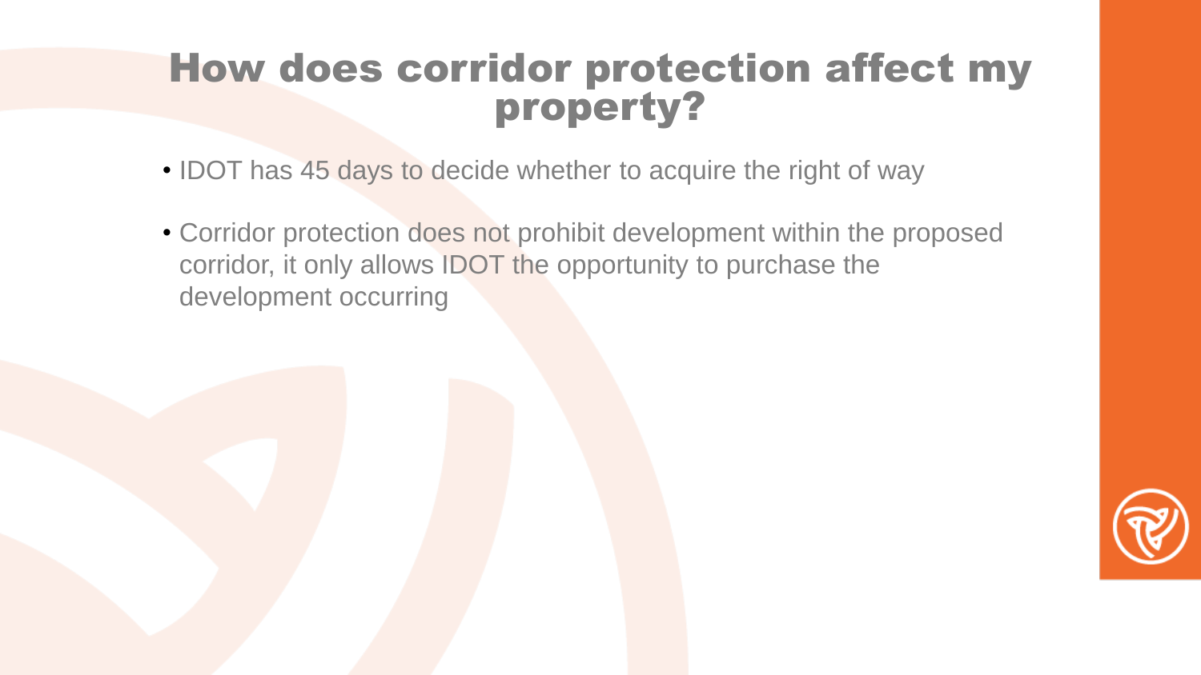# How does corridor protection affect my property?

- IDOT has 45 days to decide whether to acquire the right of way
- Corridor protection does not prohibit development within the proposed corridor, it only allows IDOT the opportunity to purchase the development occurring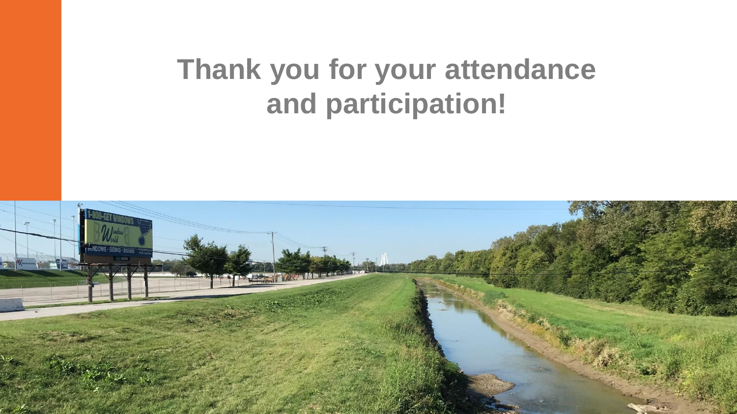# Thank you for your attendance and participation!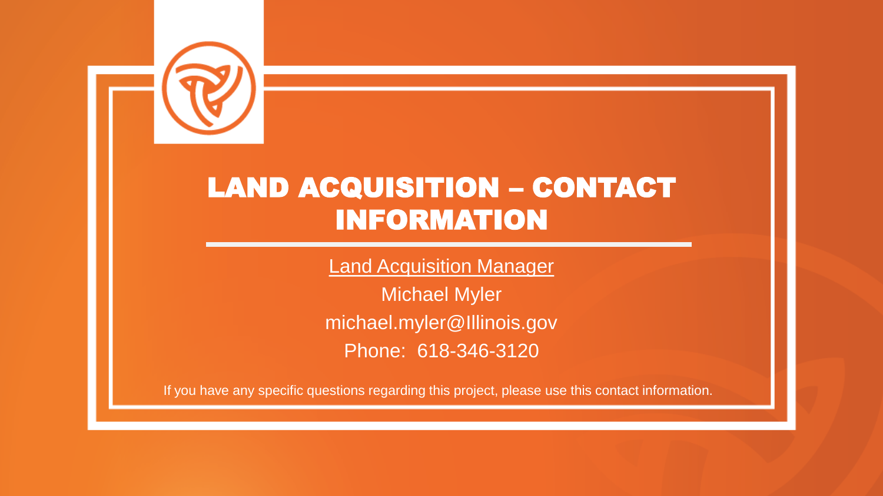# LAND ACQUISITION – CONTACT INFORMATION

Land Acquisition Manager

Michael Myler

michael.myler@Illinois.gov

Phone: 618-346-3120

If you have any specific questions regarding this project, please use this contact information.